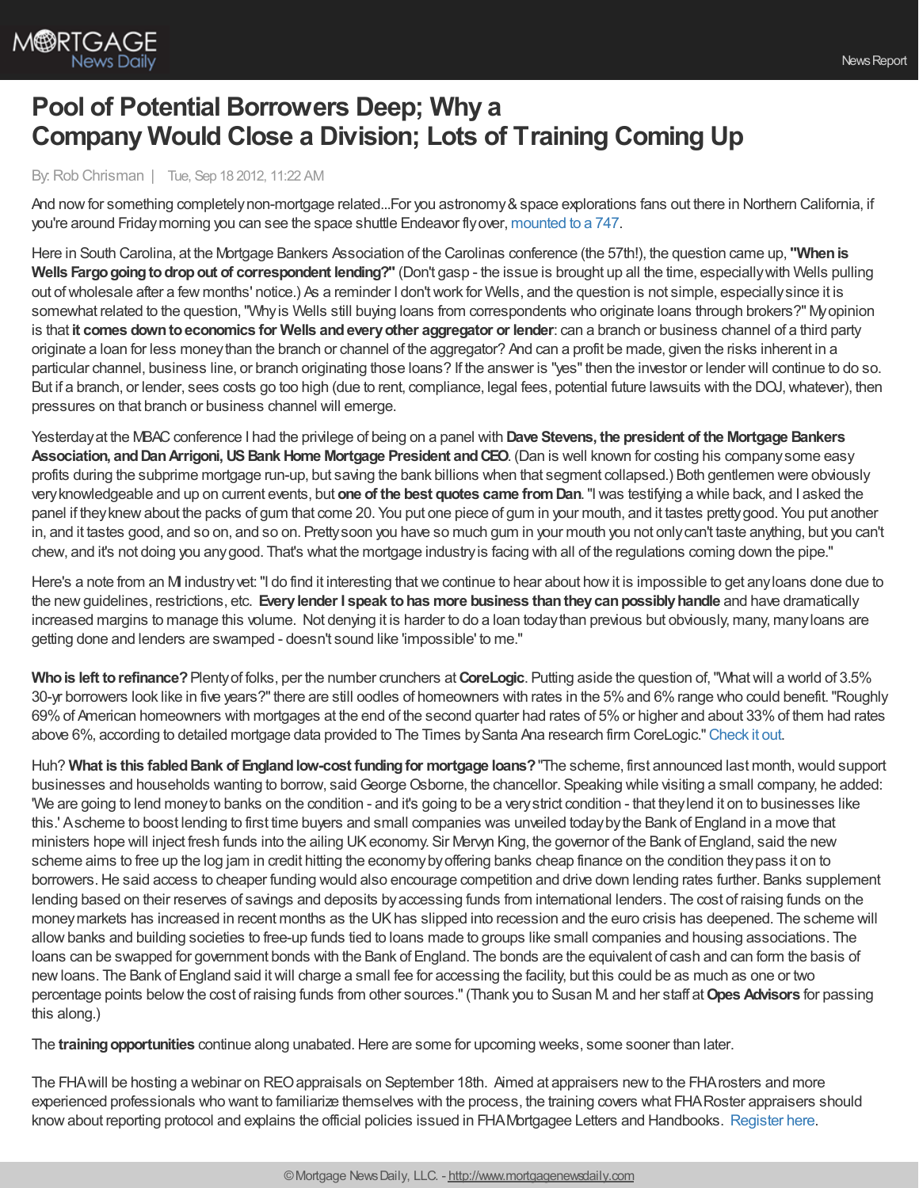# Pool of Potential Borrowers Deep; Why a Company Would Close a Division; Lots of Training Coming Up

By: Rob Chrisman | Tue, Sep 18 2012, 11:22 AM

And now for something completely non-mortgage related...For you astronomy & space explorations fans out there in Northern California, if you're around Friday morning you can see the space shuttle Endeavor fly over, mounted to a 747.

Here in South Carolina, at the Mortgage Bankers Association of the Carolinas conference (the 57th!), the question came up, **"When is Wells Fargo going to drop out of correspondent lending?"** (Don't gasp - the issue is brought up all the time, especially with Wells pulling out of wholesale after a few months' notice.) As a reminder I don't work for Wells, and the question is not simple, especially since it is somewhat related to the question, "Why is Wells still buying loans from correspondents who originate loans through brokers?" My opinion is that **it comes down to economics for Wells and every other aggregator or lender**: can a branch or business channel of a third party originate a loan for less money than the branch or channel of the aggregator? And can a profit be made, given the risks inherent in a particular channel, business line, or branch originating those loans? If the answer is "yes" then the investor or lender will continue to do so. But if a branch, or lender, sees costs go too high (due to rent, compliance, legal fees, potential future lawsuits with the DOJ, whatever), then pressures on that branch or business channel will emerge.

Yesterday at the MBAC conference I had the privilege of being on a panel with **Dave Stevens, the president of the Mortgage Bankers Association, and Dan Arrigoni, US Bank Home Mortgage President and CEO**. (Dan is well known for costing his company some easy profits during the subprime mortgage run-up, but saving the bank billions when that segment collapsed.) Both gentlemen were obviously very knowledgeable and up on current events, but **one of the best quotes came from Dan**. "I was testifying a while back, and I asked the panel if they knew about the packs of gum that come 20. You put one piece of gum in your mouth, and it tastes pretty good. You put another in, and it tastes good, and so on, and so on. Pretty soon you have so much gum in your mouth you not only can't taste anything, but you can't chew, and it's not doing you any good. That's what the mortgage industry is facing with all of the regulations coming down the pipe."

Here's a note from an MI industry vet: "I do find it interesting that we continue to hear about how it is impossible to get any loans done due to the new guidelines, restrictions, etc. **Every lender I speak to has more business than they can possibly handle** and have dramatically increased margins to manage this volume. Not denying it is harder to do a loan today than previous but obviously, many, many loans are getting done and lenders are swamped - doesn't sound like 'impossible' to me."

**Who is left to refinance?** Plenty of folks, per the number crunchers at **CoreLogic**. Putting aside the question of, "What will a world of 3.5% 30-yr borrowers look like in five years?" there are still oodles of homeowners with rates in the 5% and 6% range who could benefit. "Roughly 69% of American homeowners with mortgages at the end of the second quarter had rates of 5% or higher and about 33% of them had rates above 6%, according to detailed mortgage data provided to The Times by Santa Ana research firm CoreLogic." Check it out.

Huh? **What is this fabled Bank of England low-cost funding for mortgage loans?** "The scheme, first announced last month, would support businesses and households wanting to borrow, said George Osborne, the chancellor. Speaking while visiting a small company, he added: 'We are going to lend money to banks on the condition - and it's going to be a very strict condition - that they lend it on to businesses like this.' A scheme to boost lending to first time buyers and small companies was unveiled today by the Bank of England in a move that ministers hope will inject fresh funds into the ailing UK economy. Sir Mervyn King, the governor of the Bank of England, said the new scheme aims to free up the log jam in credit hitting the economy by offering banks cheap finance on the condition they pass it on to borrowers. He said access to cheaper funding would also encourage competition and drive down lending rates further. Banks supplement lending based on their reserves of savings and deposits by accessing funds from international lenders. The cost of raising funds on the money markets has increased in recent months as the UK has slipped into recession and the euro crisis has deepened. The scheme will allow banks and building societies to free-up funds tied to loans made to groups like small companies and housing associations. The loans can be swapped for government bonds with the Bank of England. The bonds are the equivalent of cash and can form the basis of new loans. The Bank of England said it will charge a small fee for accessing the facility, but this could be as much as one or two percentage points below the cost of raising funds from other sources." (Thank you to Susan M. and her staff at **Opes Advisors** for passing this along.)

The **training opportunities** continue along unabated. Here are some for upcoming weeks, some sooner than later.

The FHA will be hosting a webinar on REO appraisals on September 18th. Aimed at appraisers new to the FHA rosters and more experienced professionals who want to familiarize themselves with the process, the training covers what FHA Roster appraisers should know about reporting protocol and explains the official policies issued in FHA Mortgagee Letters and Handbooks. Register here.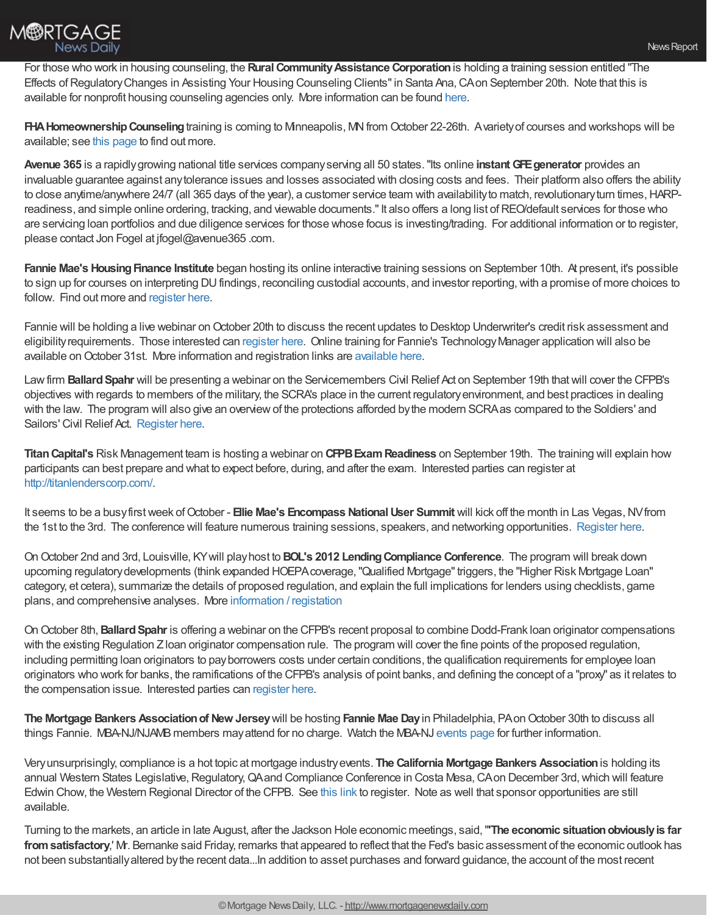For those who work in housing counseling, the **Rural Community Assistance Corporation** is holding a training session entitled "The Effects of Regulatory Changes in Assisting Your Housing Counseling Clients" in Santa Ana, CA on September 20th. Note that this is available for nonprofit housing counseling agencies only. More information can be found here.

**FHA Homeownership Counseling** training is coming to Minneapolis, MN from October 22-26th. A variety of courses and workshops will be available; see this page to find out more.

**Avenue 365** is a rapidly growing national title services company serving all 50 states. "Its online **instant GFE generator** provides an invaluable guarantee against any tolerance issues and losses associated with closing costs and fees. Their platform also offers the ability to close anytime/anywhere 24/7 (all 365 days of the year), a customer service team with availability to match, revolutionary turn times, HARP-readiness, and simple online ordering, tracking, and viewable documents." It also offers a long list of REO/default services for those who are servicing loan portfolios and due diligence services for those whose focus is investing/trading. For additional information or to register, please contact Jon Fogel at jfogel@avenue365 .com.

**Fannie Mae's Housing Finance Institute** began hosting its online interactive training sessions on September 10th. At present, it's possible to sign up for courses on interpreting DU findings, reconciling custodial accounts, and investor reporting, with a promise of more choices to follow. Find out more and register here.

Fannie will be holding a live webinar on October 20th to discuss the recent updates to Desktop Underwriter's credit risk assessment and eligibility requirements. Those interested can register here. Online training for Fannie's Technology Manager application will also be available on October 31st. More information and registration links are available here.

Law firm **Ballard Spahr** will be presenting a webinar on the Servicemembers Civil Relief Act on September 19th that will cover the CFPB's objectives with regards to members of the military, the SCRA's place in the current regulatory environment, and best practices in dealing with the law. The program will also give an overview of the protections afforded by the modern SCRA as compared to the Soldiers' and Sailors' Civil Relief Act. Register here.

**Titan Capital's** Risk Management team is hosting a webinar on **CFPB Exam Readiness** on September 19th. The training will explain how participants can best prepare and what to expect before, during, and after the exam. Interested parties can register at http://titanlenderscorp.com/.

It seems to be a busy first week of October - **Ellie Mae's Encompass National User Summit** will kick off the month in Las Vegas, NV from the 1st to the 3rd. The conference will feature numerous training sessions, speakers, and networking opportunities. Register here.

On October 2nd and 3rd, Louisville, KY will play host to **BOL's 2012 Lending Compliance Conference**. The program will break down upcoming regulatory developments (think expanded HOEPA coverage, "Qualified Mortgage" triggers, the "Higher Risk Mortgage Loan" category, et cetera), summarize the details of proposed regulation, and explain the full implications for lenders using checklists, game plans, and comprehensive analyses. More information / registation

On October 8th, **Ballard Spahr** is offering a webinar on the CFPB's recent proposal to combine Dodd-Frank loan originator compensations with the existing Regulation Z loan originator compensation rule. The program will cover the fine points of the proposed regulation, including permitting loan originators to pay borrowers costs under certain conditions, the qualification requirements for employee loan originators who work for banks, the ramifications of the CFPB's analysis of point banks, and defining the concept of a "proxy" as it relates to the compensation issue. Interested parties can register here.

**The Mortgage Bankers Association of New Jersey** will be hosting **Fannie Mae Day** in Philadelphia, PA on October 30th to discuss all things Fannie. MBA-NJ/NJAMB members may attend for no charge. Watch the MBA-NJ events page for further information.

Very unsurprisingly, compliance is a hot topic at mortgage industry events. **The California Mortgage Bankers Association** is holding its annual Western States Legislative, Regulatory, QA and Compliance Conference in Costa Mesa, CA on December 3rd, which will feature Edwin Chow, the Western Regional Director of the CFPB. See this link to register. Note as well that sponsor opportunities are still available.

Turning to the markets, an article in late August, after the Jackson Hole economic meetings, said, "'**The economic situation obviously is far from satisfactory**,' Mr. Bernanke said Friday, remarks that appeared to reflect that the Fed's basic assessment of the economic outlook has not been substantially altered by the recent data...In addition to asset purchases and forward guidance, the account of the most recent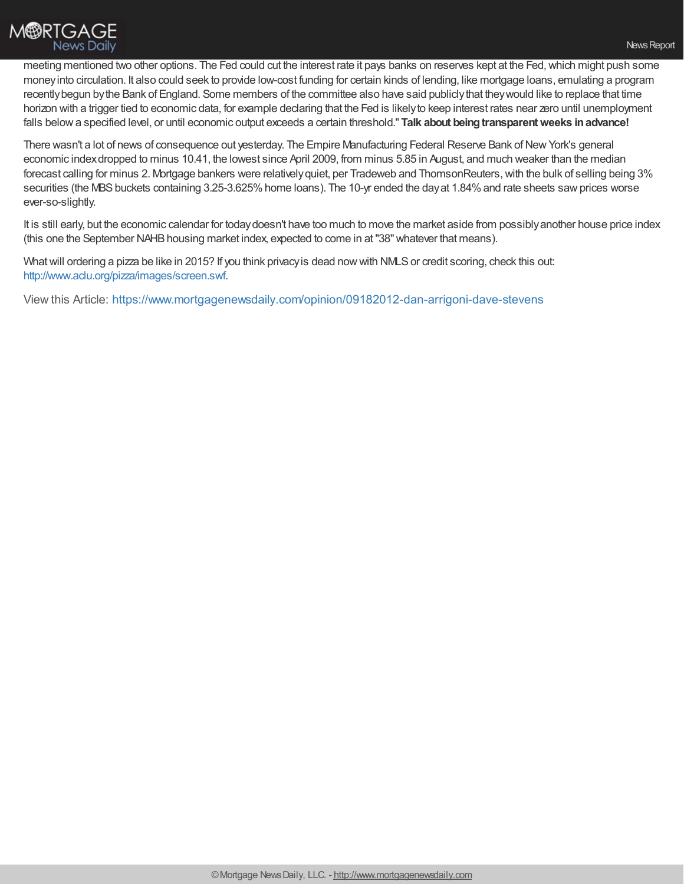meeting mentioned two other options. The Fed could cut the interest rate it pays banks on reserves kept at the Fed, which might push some money into circulation. It also could seek to provide low-cost funding for certain kinds of lending, like mortgage loans, emulating a program recently begun by the Bank of England. Some members of the committee also have said publicly that they would like to replace that time horizon with a trigger tied to economic data, for example declaring that the Fed is likely to keep interest rates near zero until unemployment falls below a specified level, or until economic output exceeds a certain threshold." **Talk about being transparent weeks in advance!**

There wasn't a lot of news of consequence out yesterday. The Empire Manufacturing Federal Reserve Bank of New York's general economic index dropped to minus 10.41, the lowest since April 2009, from minus 5.85 in August, and much weaker than the median forecast calling for minus 2. Mortgage bankers were relatively quiet, per Tradeweb and ThomsonReuters, with the bulk of selling being 3% securities (the MBS buckets containing 3.25-3.625% home loans). The 10-yr ended the day at 1.84% and rate sheets saw prices worse ever-so-slightly.

It is still early, but the economic calendar for today doesn't have too much to move the market aside from possibly another house price index (this one the September NAHB housing market index, expected to come in at "38" whatever that means).

What will ordering a pizza be like in 2015? If you think privacy is dead now with NMLS or credit scoring, check this out: http://www.aclu.org/pizza/images/screen.swf.

View this Article: https://www.mortgagenewsdaily.com/opinion/09182012-dan-arrigoni-dave-stevens